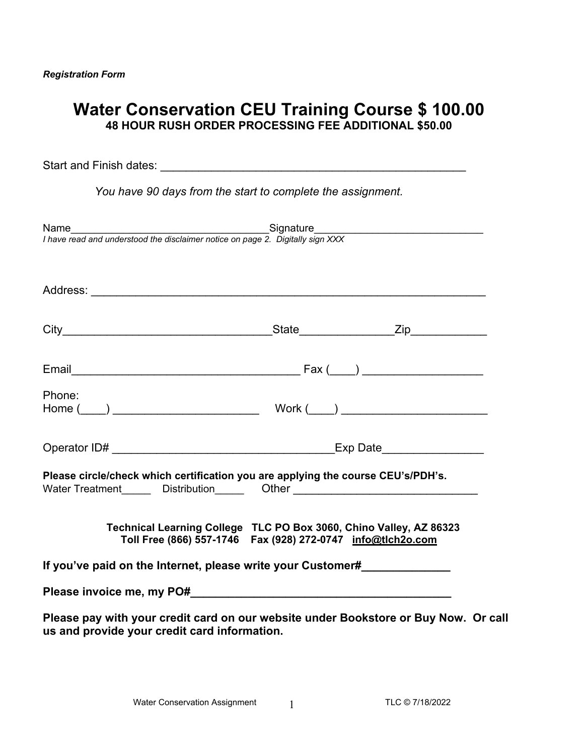*Registration Form*

# Water Conservation CEU Training Course $ 100.00

**48 HOUR RUSH ORDER PROCESSING FEE ADDITIONAL $50.00**

Start and Finish dates: _______________________________________________

*You have 90 days from the start to complete the assignment.*

Name________________________________Signature___________________________

*I have read and understood the disclaimer notice on page 2. Digitally sign XXX*

Address: ______________________________________________________________

City________________________________State______________Zip___________

Email___________________________________ Fax (____) __________________

Phone:
Home (____) ______________________ Work (____) ______________________

Operator ID# __________________________________Exp Date_______________

**Please circle/check which certification you are applying the course CEU's/PDH's.**
Water Treatment_____ Distribution_____ Other _____________________________

**Technical Learning College TLC PO Box 3060, Chino Valley, AZ 86323**
**Toll Free (866) 557-1746 Fax (928) 272-0747 info@tlch2o.com**

**If you've paid on the Internet, please write your Customer#_____________**

**Please invoice me, my PO#________________________________________**

**Please pay with your credit card on our website under Bookstore or Buy Now. Or call us and provide your credit card information.**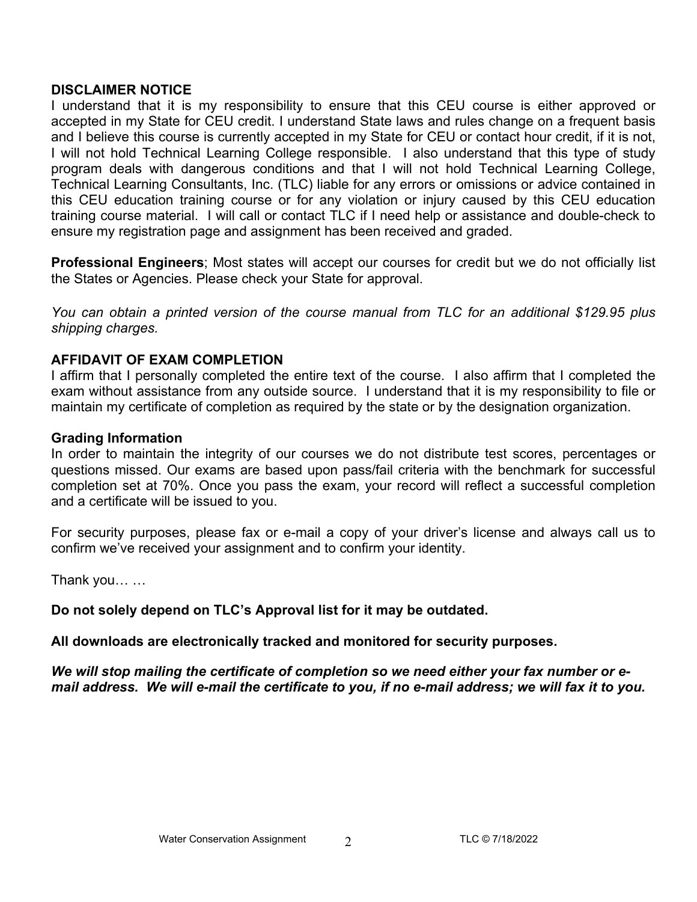**DISCLAIMER NOTICE**

I understand that it is my responsibility to ensure that this CEU course is either approved or accepted in my State for CEU credit. I understand State laws and rules change on a frequent basis and I believe this course is currently accepted in my State for CEU or contact hour credit, if it is not, I will not hold Technical Learning College responsible. I also understand that this type of study program deals with dangerous conditions and that I will not hold Technical Learning College, Technical Learning Consultants, Inc. (TLC) liable for any errors or omissions or advice contained in this CEU education training course or for any violation or injury caused by this CEU education training course material. I will call or contact TLC if I need help or assistance and double-check to ensure my registration page and assignment has been received and graded.

**Professional Engineers**; Most states will accept our courses for credit but we do not officially list the States or Agencies. Please check your State for approval.

*You can obtain a printed version of the course manual from TLC for an additional $129.95 plus shipping charges.*

**AFFIDAVIT OF EXAM COMPLETION**

I affirm that I personally completed the entire text of the course. I also affirm that I completed the exam without assistance from any outside source. I understand that it is my responsibility to file or maintain my certificate of completion as required by the state or by the designation organization.

**Grading Information**

In order to maintain the integrity of our courses we do not distribute test scores, percentages or questions missed. Our exams are based upon pass/fail criteria with the benchmark for successful completion set at 70%. Once you pass the exam, your record will reflect a successful completion and a certificate will be issued to you.

For security purposes, please fax or e-mail a copy of your driver's license and always call us to confirm we've received your assignment and to confirm your identity.

Thank you… …

**Do not solely depend on TLC's Approval list for it may be outdated.**

**All downloads are electronically tracked and monitored for security purposes.**

***We will stop mailing the certificate of completion so we need either your fax number or e-mail address. We will e-mail the certificate to you, if no e-mail address; we will fax it to you.***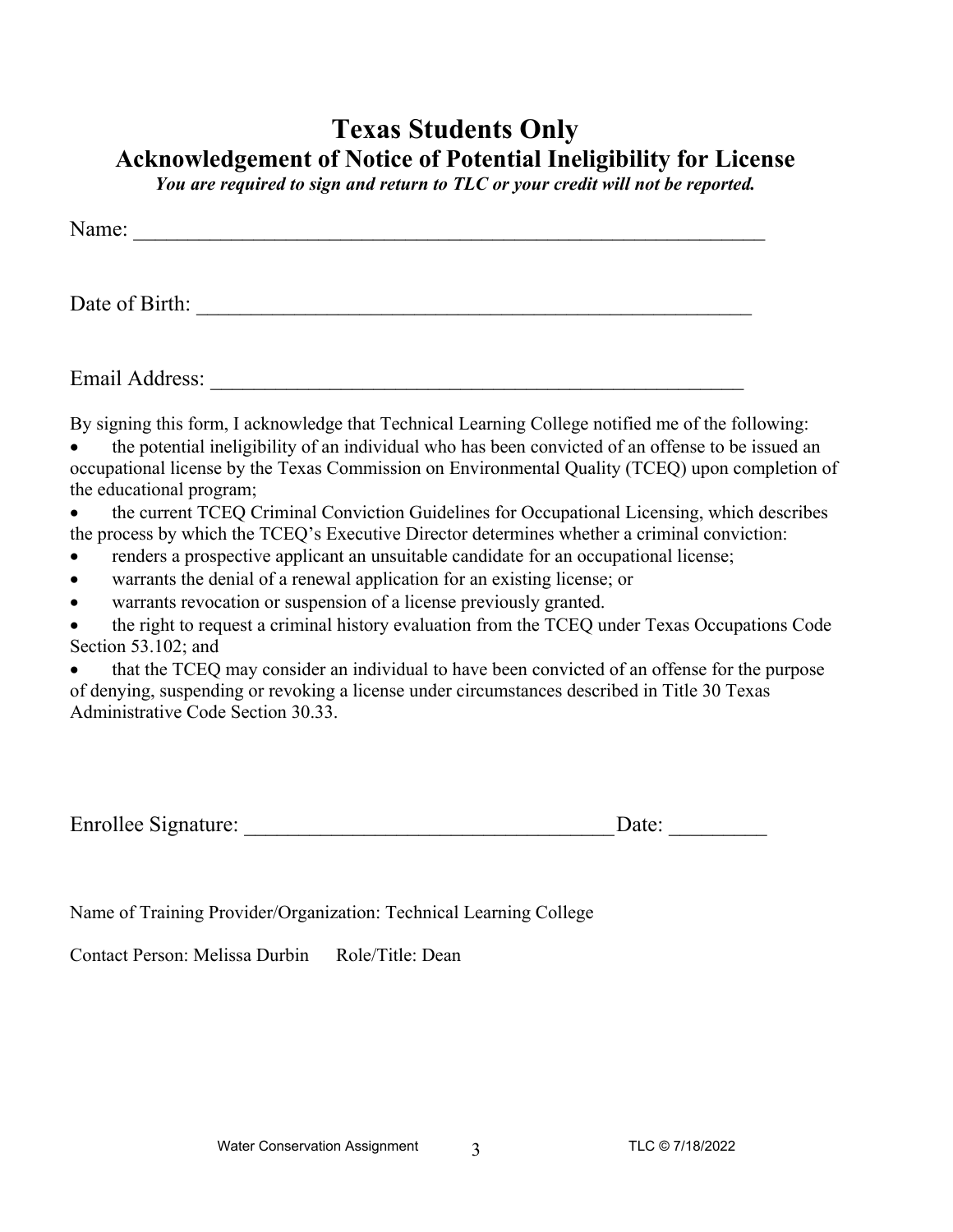# Texas Students Only

## Acknowledgement of Notice of Potential Ineligibility for License

***You are required to sign and return to TLC or your credit will not be reported.***

Name: ___________________________________________________________

Date of Birth: _____________________________________________________

Email Address: ____________________________________________________

By signing this form, I acknowledge that Technical Learning College notified me of the following:

- the potential ineligibility of an individual who has been convicted of an offense to be issued an occupational license by the Texas Commission on Environmental Quality (TCEQ) upon completion of the educational program;
- the current TCEQ Criminal Conviction Guidelines for Occupational Licensing, which describes the process by which the TCEQ's Executive Director determines whether a criminal conviction:
- renders a prospective applicant an unsuitable candidate for an occupational license;
- warrants the denial of a renewal application for an existing license; or
- warrants revocation or suspension of a license previously granted.
- the right to request a criminal history evaluation from the TCEQ under Texas Occupations Code Section 53.102; and
- that the TCEQ may consider an individual to have been convicted of an offense for the purpose of denying, suspending or revoking a license under circumstances described in Title 30 Texas Administrative Code Section 30.33.

Enrollee Signature: __________________________________ Date: _________

Name of Training Provider/Organization: Technical Learning College

Contact Person: Melissa Durbin Role/Title: Dean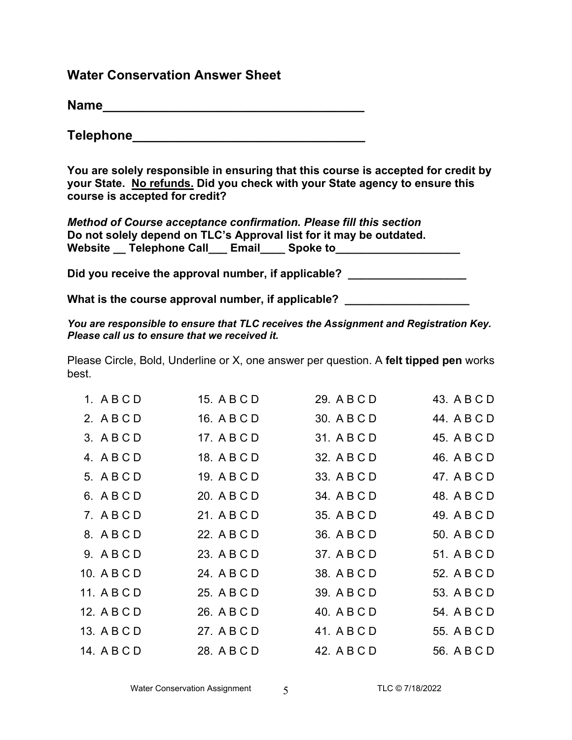## Water Conservation Answer Sheet

**Name___________________________________**

**Telephone________________________________**

**You are solely responsible in ensuring that this course is accepted for credit by your State. <u>No refunds.</u> Did you check with your State agency to ensure this course is accepted for credit?**

***Method of Course acceptance confirmation. Please fill this section***
**Do not solely depend on TLC's Approval list for it may be outdated.**
**Website __ Telephone Call___ Email____ Spoke to___________________**

**Did you receive the approval number, if applicable? ___________________**

**What is the course approval number, if applicable? ____________________**

***You are responsible to ensure that TLC receives the Assignment and Registration Key. Please call us to ensure that we received it.***

Please Circle, Bold, Underline or X, one answer per question. A **felt tipped pen** works best.

| | | | |
|---|---|---|---|
| 1. A B C D | 15. A B C D | 29. A B C D | 43. A B C D |
| 2. A B C D | 16. A B C D | 30. A B C D | 44. A B C D |
| 3. A B C D | 17. A B C D | 31. A B C D | 45. A B C D |
| 4. A B C D | 18. A B C D | 32. A B C D | 46. A B C D |
| 5. A B C D | 19. A B C D | 33. A B C D | 47. A B C D |
| 6. A B C D | 20. A B C D | 34. A B C D | 48. A B C D |
| 7. A B C D | 21. A B C D | 35. A B C D | 49. A B C D |
| 8. A B C D | 22. A B C D | 36. A B C D | 50. A B C D |
| 9. A B C D | 23. A B C D | 37. A B C D | 51. A B C D |
| 10. A B C D | 24. A B C D | 38. A B C D | 52. A B C D |
| 11. A B C D | 25. A B C D | 39. A B C D | 53. A B C D |
| 12. A B C D | 26. A B C D | 40. A B C D | 54. A B C D |
| 13. A B C D | 27. A B C D | 41. A B C D | 55. A B C D |
| 14. A B C D | 28. A B C D | 42. A B C D | 56. A B C D |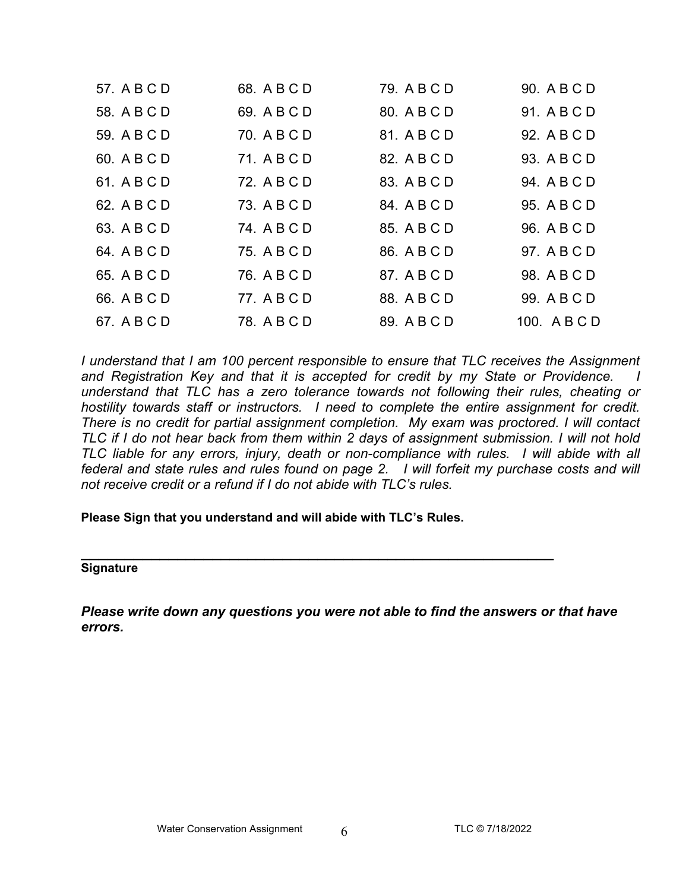| | | | |
|---|---|---|---|
| 57. A B C D | 68. A B C D | 79. A B C D | 90. A B C D |
| 58. A B C D | 69. A B C D | 80. A B C D | 91. A B C D |
| 59. A B C D | 70. A B C D | 81. A B C D | 92. A B C D |
| 60. A B C D | 71. A B C D | 82. A B C D | 93. A B C D |
| 61. A B C D | 72. A B C D | 83. A B C D | 94. A B C D |
| 62. A B C D | 73. A B C D | 84. A B C D | 95. A B C D |
| 63. A B C D | 74. A B C D | 85. A B C D | 96. A B C D |
| 64. A B C D | 75. A B C D | 86. A B C D | 97. A B C D |
| 65. A B C D | 76. A B C D | 87. A B C D | 98. A B C D |
| 66. A B C D | 77. A B C D | 88. A B C D | 99. A B C D |
| 67. A B C D | 78. A B C D | 89. A B C D | 100. A B C D |

*I understand that I am 100 percent responsible to ensure that TLC receives the Assignment and Registration Key and that it is accepted for credit by my State or Providence. I understand that TLC has a zero tolerance towards not following their rules, cheating or hostility towards staff or instructors. I need to complete the entire assignment for credit. There is no credit for partial assignment completion. My exam was proctored. I will contact TLC if I do not hear back from them within 2 days of assignment submission. I will not hold TLC liable for any errors, injury, death or non-compliance with rules. I will abide with all federal and state rules and rules found on page 2. I will forfeit my purchase costs and will not receive credit or a refund if I do not abide with TLC's rules.*

**Please Sign that you understand and will abide with TLC's Rules.**

_________________________________________________________________

**Signature**

***Please write down any questions you were not able to find the answers or that have errors.***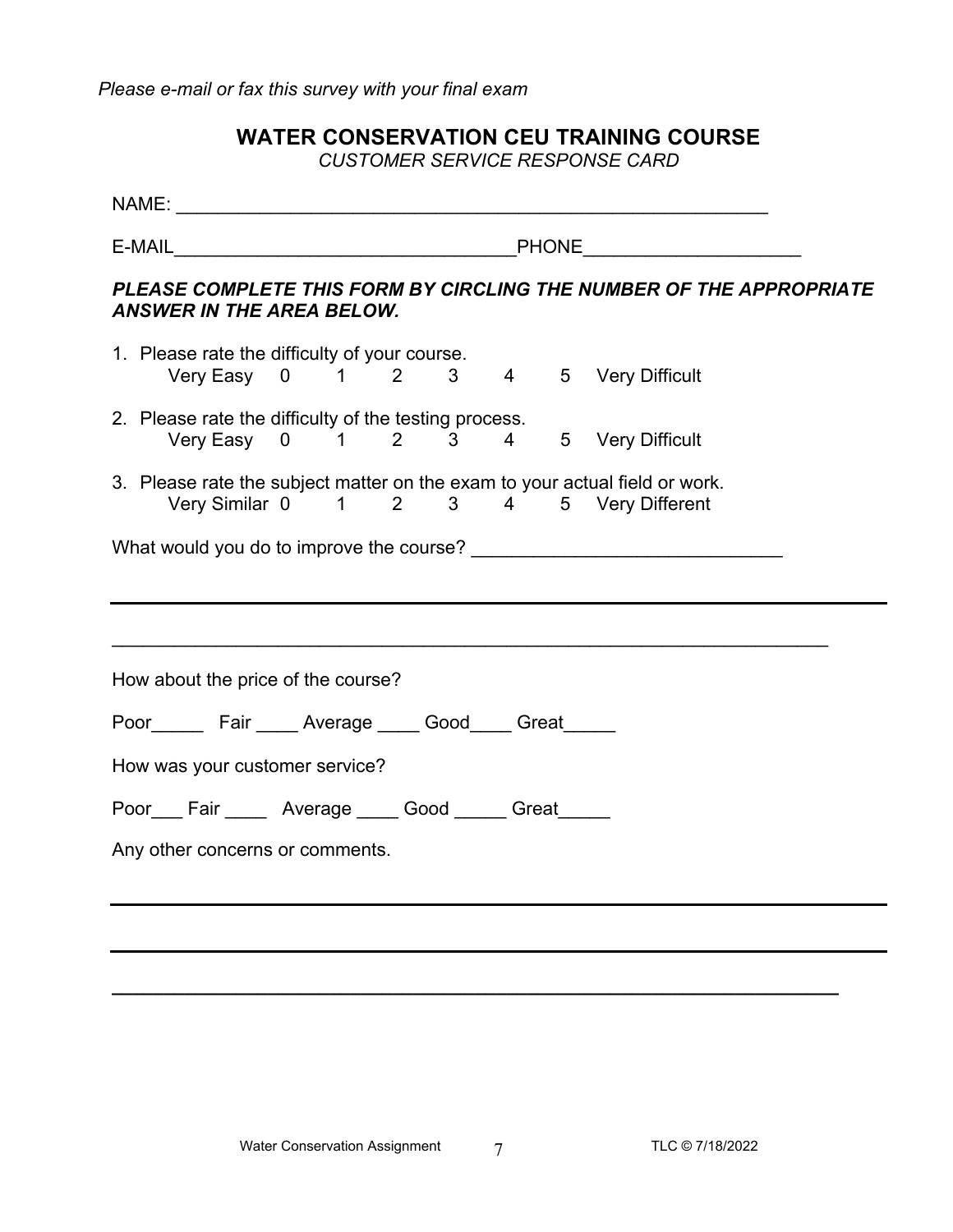*Please e-mail or fax this survey with your final exam*

## WATER CONSERVATION CEU TRAINING COURSE

*CUSTOMER SERVICE RESPONSE CARD*

NAME: _______________________________________________________

E-MAIL________________________________PHONE____________________

***PLEASE COMPLETE THIS FORM BY CIRCLING THE NUMBER OF THE APPROPRIATE ANSWER IN THE AREA BELOW.***

1. Please rate the difficulty of your course.
   Very Easy 0 1 2 3 4 5 Very Difficult

2. Please rate the difficulty of the testing process.
   Very Easy 0 1 2 3 4 5 Very Difficult

3. Please rate the subject matter on the exam to your actual field or work.
   Very Similar 0 1 2 3 4 5 Very Different

What would you do to improve the course? ______________________________

___________________________________________________________________

___________________________________________________________________

How about the price of the course?

Poor_____ Fair ____ Average ____ Good____ Great_____

How was your customer service?

Poor___ Fair ____ Average ____ Good _____ Great_____

Any other concerns or comments.

___________________________________________________________________

___________________________________________________________________

___________________________________________________________________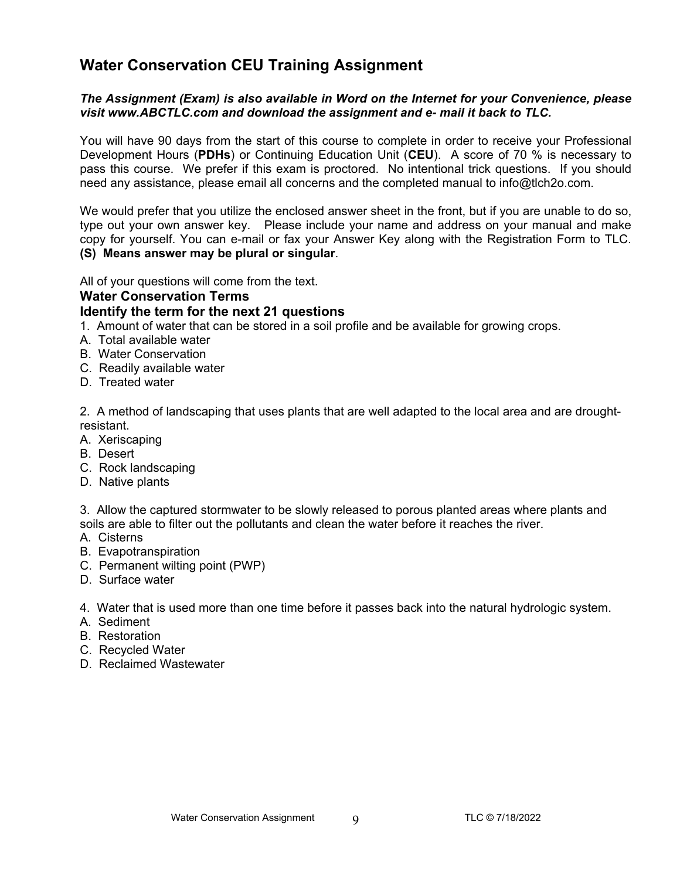# Water Conservation CEU Training Assignment

***The Assignment (Exam) is also available in Word on the Internet for your Convenience, please visit www.ABCTLC.com and download the assignment and e- mail it back to TLC.***

You will have 90 days from the start of this course to complete in order to receive your Professional Development Hours (**PDHs**) or Continuing Education Unit (**CEU**). A score of 70 % is necessary to pass this course. We prefer if this exam is proctored. No intentional trick questions. If you should need any assistance, please email all concerns and the completed manual to info@tlch2o.com.

We would prefer that you utilize the enclosed answer sheet in the front, but if you are unable to do so, type out your own answer key. Please include your name and address on your manual and make copy for yourself. You can e-mail or fax your Answer Key along with the Registration Form to TLC. **(S) Means answer may be plural or singular**.

All of your questions will come from the text.

### Water Conservation Terms

### Identify the term for the next 21 questions

1. Amount of water that can be stored in a soil profile and be available for growing crops.
A. Total available water
B. Water Conservation
C. Readily available water
D. Treated water

2. A method of landscaping that uses plants that are well adapted to the local area and are drought-resistant.
A. Xeriscaping
B. Desert
C. Rock landscaping
D. Native plants

3. Allow the captured stormwater to be slowly released to porous planted areas where plants and soils are able to filter out the pollutants and clean the water before it reaches the river.
A. Cisterns
B. Evapotranspiration
C. Permanent wilting point (PWP)
D. Surface water

4. Water that is used more than one time before it passes back into the natural hydrologic system.
A. Sediment
B. Restoration
C. Recycled Water
D. Reclaimed Wastewater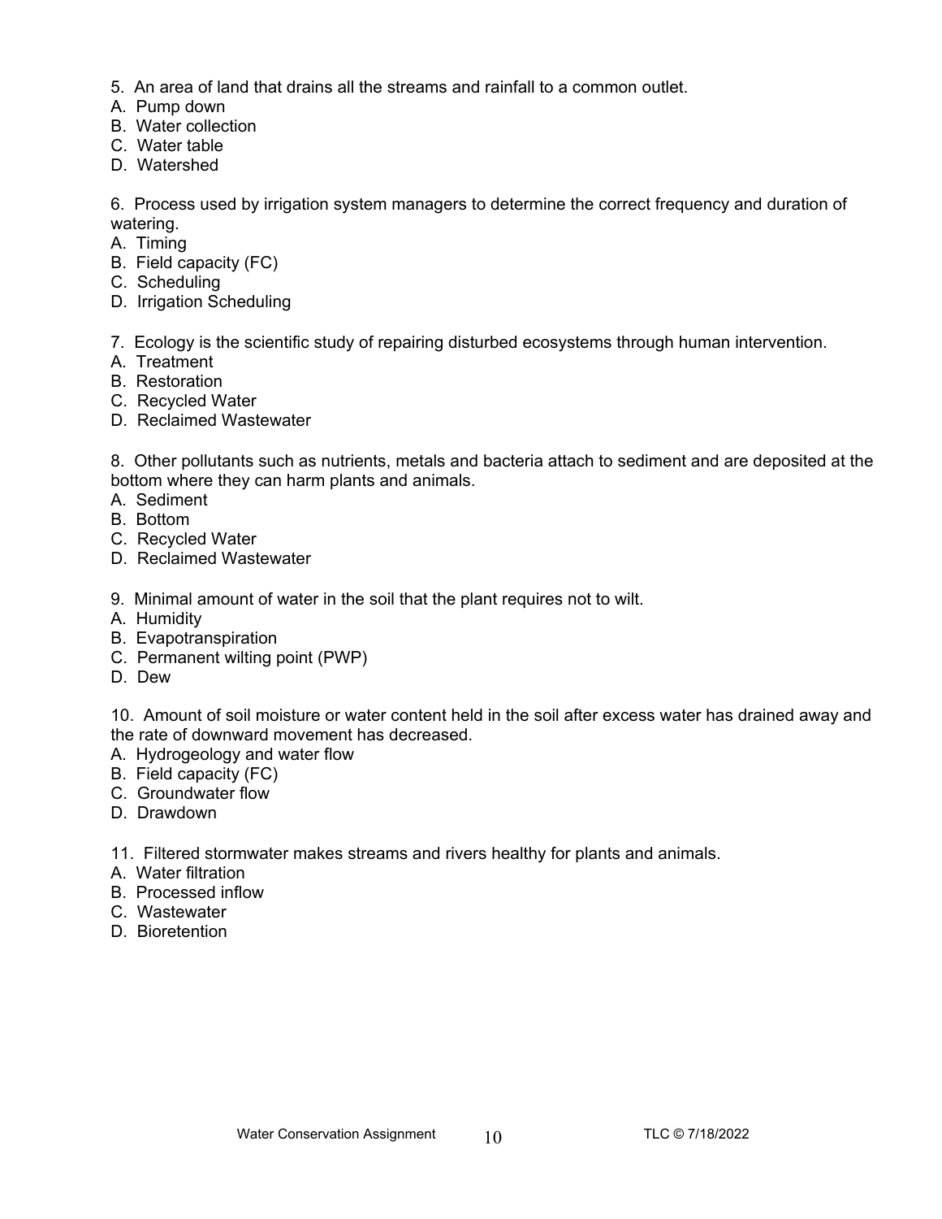5. An area of land that drains all the streams and rainfall to a common outlet.
A. Pump down
B. Water collection
C. Water table
D. Watershed

6. Process used by irrigation system managers to determine the correct frequency and duration of watering.
A. Timing
B. Field capacity (FC)
C. Scheduling
D. Irrigation Scheduling

7. Ecology is the scientific study of repairing disturbed ecosystems through human intervention.
A. Treatment
B. Restoration
C. Recycled Water
D. Reclaimed Wastewater

8. Other pollutants such as nutrients, metals and bacteria attach to sediment and are deposited at the bottom where they can harm plants and animals.
A. Sediment
B. Bottom
C. Recycled Water
D. Reclaimed Wastewater

9. Minimal amount of water in the soil that the plant requires not to wilt.
A. Humidity
B. Evapotranspiration
C. Permanent wilting point (PWP)
D. Dew

10. Amount of soil moisture or water content held in the soil after excess water has drained away and the rate of downward movement has decreased.
A. Hydrogeology and water flow
B. Field capacity (FC)
C. Groundwater flow
D. Drawdown

11. Filtered stormwater makes streams and rivers healthy for plants and animals.
A. Water filtration
B. Processed inflow
C. Wastewater
D. Bioretention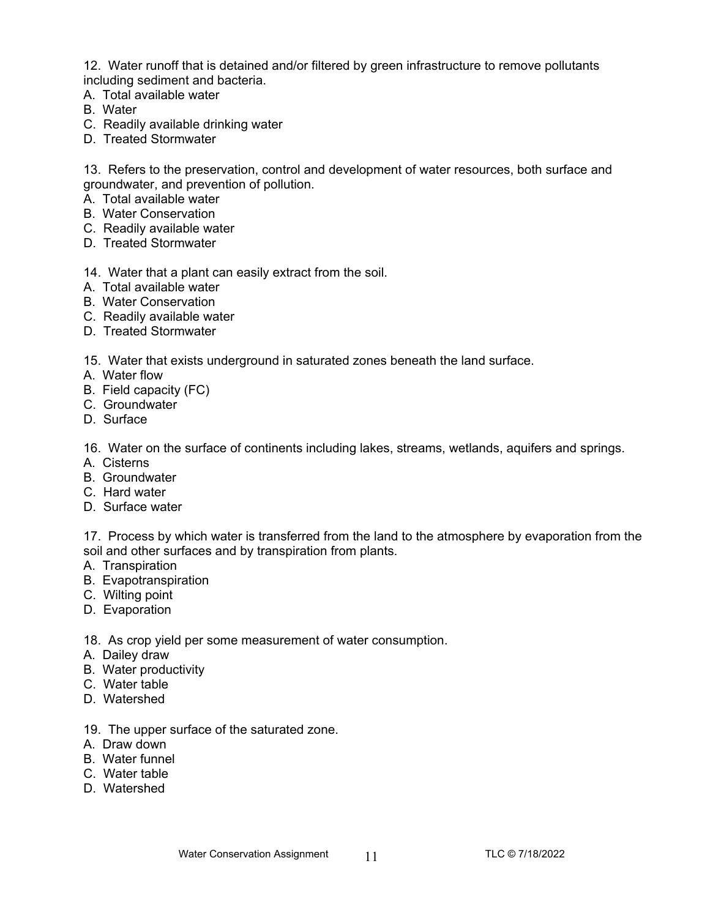12. Water runoff that is detained and/or filtered by green infrastructure to remove pollutants including sediment and bacteria.
A. Total available water
B. Water
C. Readily available drinking water
D. Treated Stormwater

13. Refers to the preservation, control and development of water resources, both surface and groundwater, and prevention of pollution.
A. Total available water
B. Water Conservation
C. Readily available water
D. Treated Stormwater

14. Water that a plant can easily extract from the soil.
A. Total available water
B. Water Conservation
C. Readily available water
D. Treated Stormwater

15. Water that exists underground in saturated zones beneath the land surface.
A. Water flow
B. Field capacity (FC)
C. Groundwater
D. Surface

16. Water on the surface of continents including lakes, streams, wetlands, aquifers and springs.
A. Cisterns
B. Groundwater
C. Hard water
D. Surface water

17. Process by which water is transferred from the land to the atmosphere by evaporation from the soil and other surfaces and by transpiration from plants.
A. Transpiration
B. Evapotranspiration
C. Wilting point
D. Evaporation

18. As crop yield per some measurement of water consumption.
A. Dailey draw
B. Water productivity
C. Water table
D. Watershed

19. The upper surface of the saturated zone.
A. Draw down
B. Water funnel
C. Water table
D. Watershed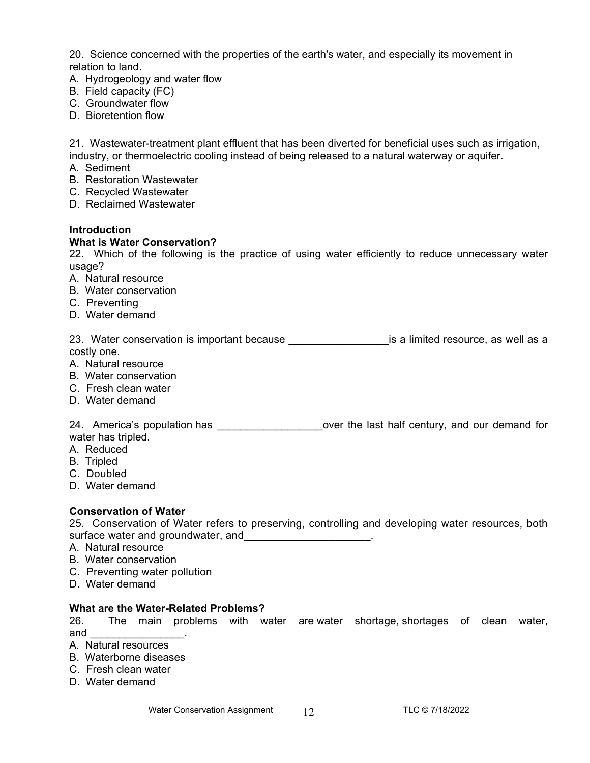20. Science concerned with the properties of the earth's water, and especially its movement in relation to land.
A. Hydrogeology and water flow
B. Field capacity (FC)
C. Groundwater flow
D. Bioretention flow

21. Wastewater-treatment plant effluent that has been diverted for beneficial uses such as irrigation, industry, or thermoelectric cooling instead of being released to a natural waterway or aquifer.
A. Sediment
B. Restoration Wastewater
C. Recycled Wastewater
D. Reclaimed Wastewater

**Introduction**

**What is Water Conservation?**

22. Which of the following is the practice of using water efficiently to reduce unnecessary water usage?
A. Natural resource
B. Water conservation
C. Preventing
D. Water demand

23. Water conservation is important because _________________is a limited resource, as well as a costly one.
A. Natural resource
B. Water conservation
C. Fresh clean water
D. Water demand

24. America's population has __________________over the last half century, and our demand for water has tripled.
A. Reduced
B. Tripled
C. Doubled
D. Water demand

**Conservation of Water**

25. Conservation of Water refers to preserving, controlling and developing water resources, both surface water and groundwater, and______________________.
A. Natural resource
B. Water conservation
C. Preventing water pollution
D. Water demand

**What are the Water-Related Problems?**

26. The main problems with water are water shortage, shortages of clean water, and ________________.
A. Natural resources
B. Waterborne diseases
C. Fresh clean water
D. Water demand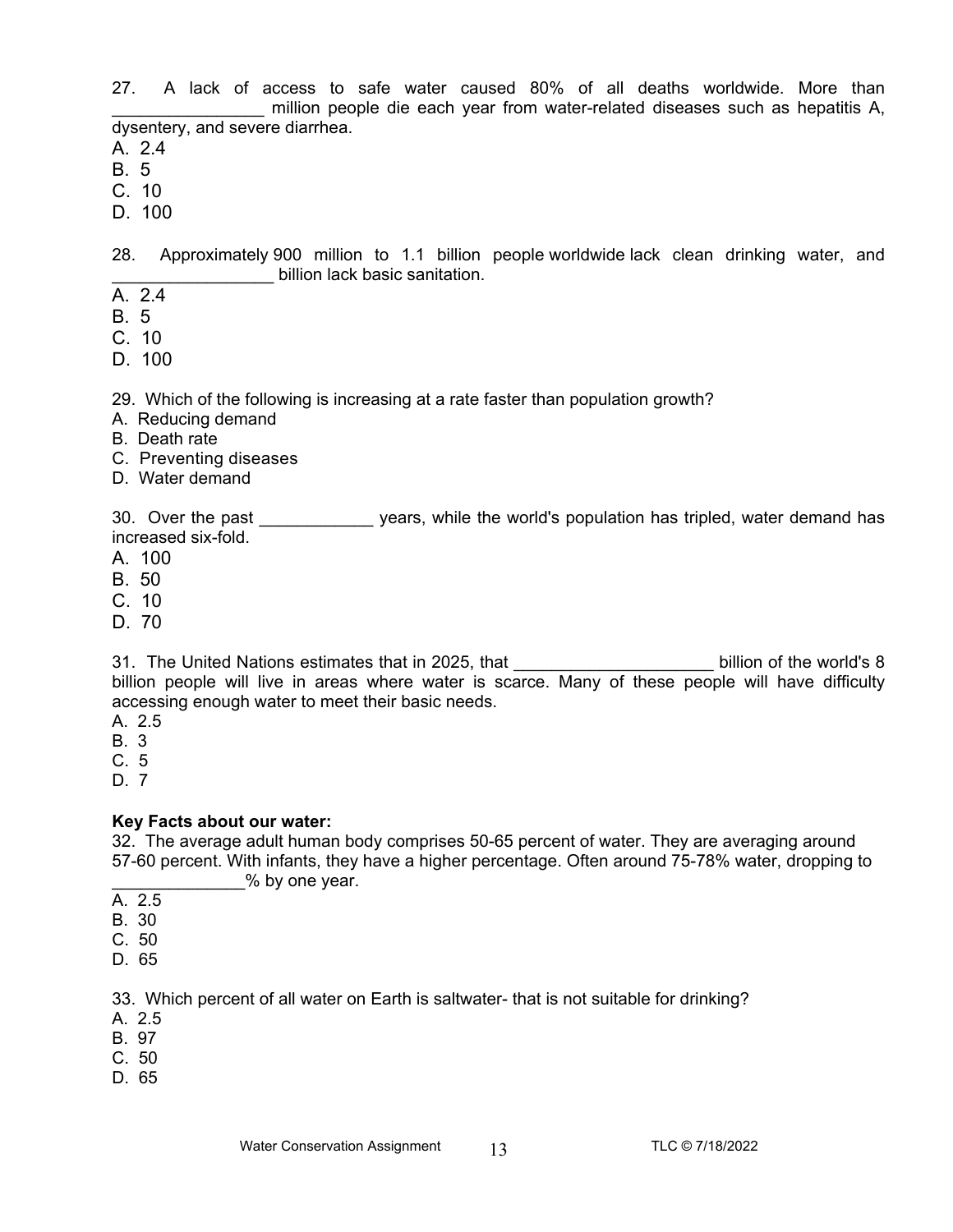27. A lack of access to safe water caused 80% of all deaths worldwide. More than ________________ million people die each year from water-related diseases such as hepatitis A, dysentery, and severe diarrhea.
A. 2.4
B. 5
C. 10
D. 100

28. Approximately 900 million to 1.1 billion people worldwide lack clean drinking water, and _________________ billion lack basic sanitation.
A. 2.4
B. 5
C. 10
D. 100

29. Which of the following is increasing at a rate faster than population growth?
A. Reducing demand
B. Death rate
C. Preventing diseases
D. Water demand

30. Over the past ____________ years, while the world's population has tripled, water demand has increased six-fold.
A. 100
B. 50
C. 10
D. 70

31. The United Nations estimates that in 2025, that _____________________ billion of the world's 8 billion people will live in areas where water is scarce. Many of these people will have difficulty accessing enough water to meet their basic needs.
A. 2.5
B. 3
C. 5
D. 7

**Key Facts about our water:**
32. The average adult human body comprises 50-65 percent of water. They are averaging around 57-60 percent. With infants, they have a higher percentage. Often around 75-78% water, dropping to ______________% by one year.
A. 2.5
B. 30
C. 50
D. 65

33. Which percent of all water on Earth is saltwater- that is not suitable for drinking?
A. 2.5
B. 97
C. 50
D. 65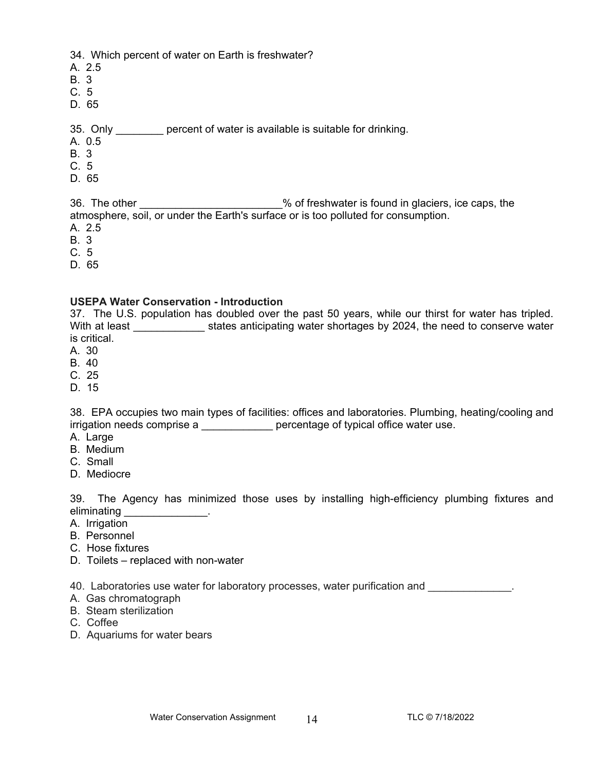34. Which percent of water on Earth is freshwater?
A. 2.5
B. 3
C. 5
D. 65

35. Only ________ percent of water is available is suitable for drinking.
A. 0.5
B. 3
C. 5
D. 65

36. The other ________________________% of freshwater is found in glaciers, ice caps, the atmosphere, soil, or under the Earth's surface or is too polluted for consumption.
A. 2.5
B. 3
C. 5
D. 65

**USEPA Water Conservation - Introduction**

37. The U.S. population has doubled over the past 50 years, while our thirst for water has tripled. With at least ____________ states anticipating water shortages by 2024, the need to conserve water is critical.
A. 30
B. 40
C. 25
D. 15

38. EPA occupies two main types of facilities: offices and laboratories. Plumbing, heating/cooling and irrigation needs comprise a ____________ percentage of typical office water use.
A. Large
B. Medium
C. Small
D. Mediocre

39. The Agency has minimized those uses by installing high-efficiency plumbing fixtures and eliminating ______________.
A. Irrigation
B. Personnel
C. Hose fixtures
D. Toilets – replaced with non-water

40. Laboratories use water for laboratory processes, water purification and ______________.
A. Gas chromatograph
B. Steam sterilization
C. Coffee
D. Aquariums for water bears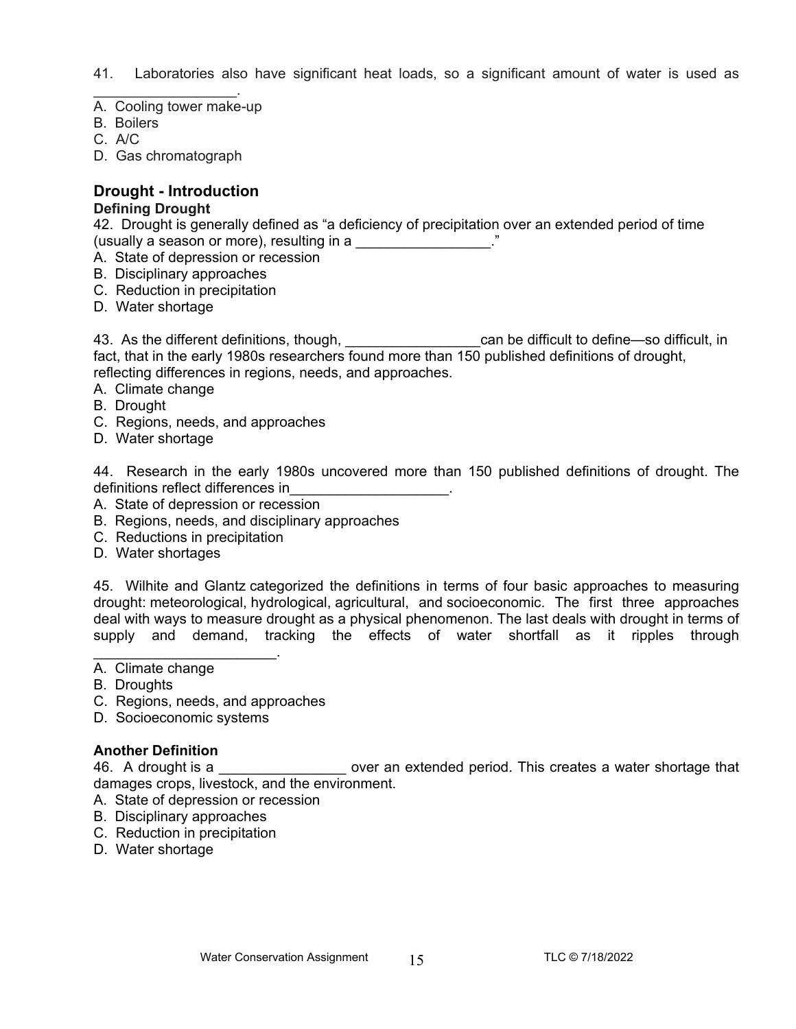41. Laboratories also have significant heat loads, so a significant amount of water is used as _________________.

A. Cooling tower make-up
B. Boilers
C. A/C
D. Gas chromatograph

## Drought - Introduction

### Defining Drought

42. Drought is generally defined as "a deficiency of precipitation over an extended period of time (usually a season or more), resulting in a _________________."

A. State of depression or recession
B. Disciplinary approaches
C. Reduction in precipitation
D. Water shortage

43. As the different definitions, though, _________________can be difficult to define—so difficult, in fact, that in the early 1980s researchers found more than 150 published definitions of drought, reflecting differences in regions, needs, and approaches.

A. Climate change
B. Drought
C. Regions, needs, and approaches
D. Water shortage

44. Research in the early 1980s uncovered more than 150 published definitions of drought. The definitions reflect differences in____________________.

A. State of depression or recession
B. Regions, needs, and disciplinary approaches
C. Reductions in precipitation
D. Water shortages

45. Wilhite and Glantz categorized the definitions in terms of four basic approaches to measuring drought: meteorological, hydrological, agricultural, and socioeconomic. The first three approaches deal with ways to measure drought as a physical phenomenon. The last deals with drought in terms of supply and demand, tracking the effects of water shortfall as it ripples through _______________________.

A. Climate change
B. Droughts
C. Regions, needs, and approaches
D. Socioeconomic systems

### Another Definition

46. A drought is a ________________ over an extended period. This creates a water shortage that damages crops, livestock, and the environment.

A. State of depression or recession
B. Disciplinary approaches
C. Reduction in precipitation
D. Water shortage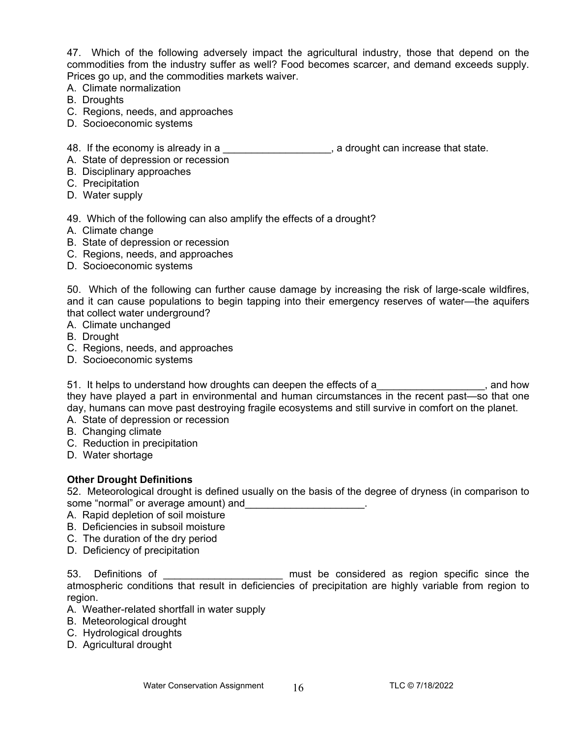47. Which of the following adversely impact the agricultural industry, those that depend on the commodities from the industry suffer as well? Food becomes scarcer, and demand exceeds supply. Prices go up, and the commodities markets waiver.
A. Climate normalization
B. Droughts
C. Regions, needs, and approaches
D. Socioeconomic systems

48. If the economy is already in a ___________________, a drought can increase that state.
A. State of depression or recession
B. Disciplinary approaches
C. Precipitation
D. Water supply

49. Which of the following can also amplify the effects of a drought?
A. Climate change
B. State of depression or recession
C. Regions, needs, and approaches
D. Socioeconomic systems

50. Which of the following can further cause damage by increasing the risk of large-scale wildfires, and it can cause populations to begin tapping into their emergency reserves of water—the aquifers that collect water underground?
A. Climate unchanged
B. Drought
C. Regions, needs, and approaches
D. Socioeconomic systems

51. It helps to understand how droughts can deepen the effects of a___________________, and how they have played a part in environmental and human circumstances in the recent past—so that one day, humans can move past destroying fragile ecosystems and still survive in comfort on the planet.
A. State of depression or recession
B. Changing climate
C. Reduction in precipitation
D. Water shortage

**Other Drought Definitions**

52. Meteorological drought is defined usually on the basis of the degree of dryness (in comparison to some "normal" or average amount) and_____________________.
A. Rapid depletion of soil moisture
B. Deficiencies in subsoil moisture
C. The duration of the dry period
D. Deficiency of precipitation

53. Definitions of _____________________ must be considered as region specific since the atmospheric conditions that result in deficiencies of precipitation are highly variable from region to region.
A. Weather-related shortfall in water supply
B. Meteorological drought
C. Hydrological droughts
D. Agricultural drought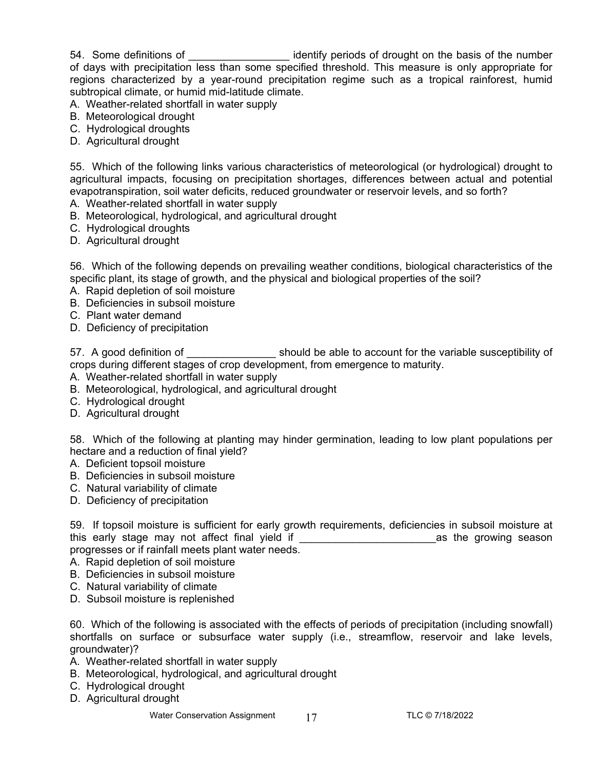54. Some definitions of _________________ identify periods of drought on the basis of the number of days with precipitation less than some specified threshold. This measure is only appropriate for regions characterized by a year-round precipitation regime such as a tropical rainforest, humid subtropical climate, or humid mid-latitude climate.
A. Weather-related shortfall in water supply
B. Meteorological drought
C. Hydrological droughts
D. Agricultural drought

55. Which of the following links various characteristics of meteorological (or hydrological) drought to agricultural impacts, focusing on precipitation shortages, differences between actual and potential evapotranspiration, soil water deficits, reduced groundwater or reservoir levels, and so forth?
A. Weather-related shortfall in water supply
B. Meteorological, hydrological, and agricultural drought
C. Hydrological droughts
D. Agricultural drought

56. Which of the following depends on prevailing weather conditions, biological characteristics of the specific plant, its stage of growth, and the physical and biological properties of the soil?
A. Rapid depletion of soil moisture
B. Deficiencies in subsoil moisture
C. Plant water demand
D. Deficiency of precipitation

57. A good definition of _______________ should be able to account for the variable susceptibility of crops during different stages of crop development, from emergence to maturity.
A. Weather-related shortfall in water supply
B. Meteorological, hydrological, and agricultural drought
C. Hydrological drought
D. Agricultural drought

58. Which of the following at planting may hinder germination, leading to low plant populations per hectare and a reduction of final yield?
A. Deficient topsoil moisture
B. Deficiencies in subsoil moisture
C. Natural variability of climate
D. Deficiency of precipitation

59. If topsoil moisture is sufficient for early growth requirements, deficiencies in subsoil moisture at this early stage may not affect final yield if _______________________as the growing season progresses or if rainfall meets plant water needs.
A. Rapid depletion of soil moisture
B. Deficiencies in subsoil moisture
C. Natural variability of climate
D. Subsoil moisture is replenished

60. Which of the following is associated with the effects of periods of precipitation (including snowfall) shortfalls on surface or subsurface water supply (i.e., streamflow, reservoir and lake levels, groundwater)?
A. Weather-related shortfall in water supply
B. Meteorological, hydrological, and agricultural drought
C. Hydrological drought
D. Agricultural drought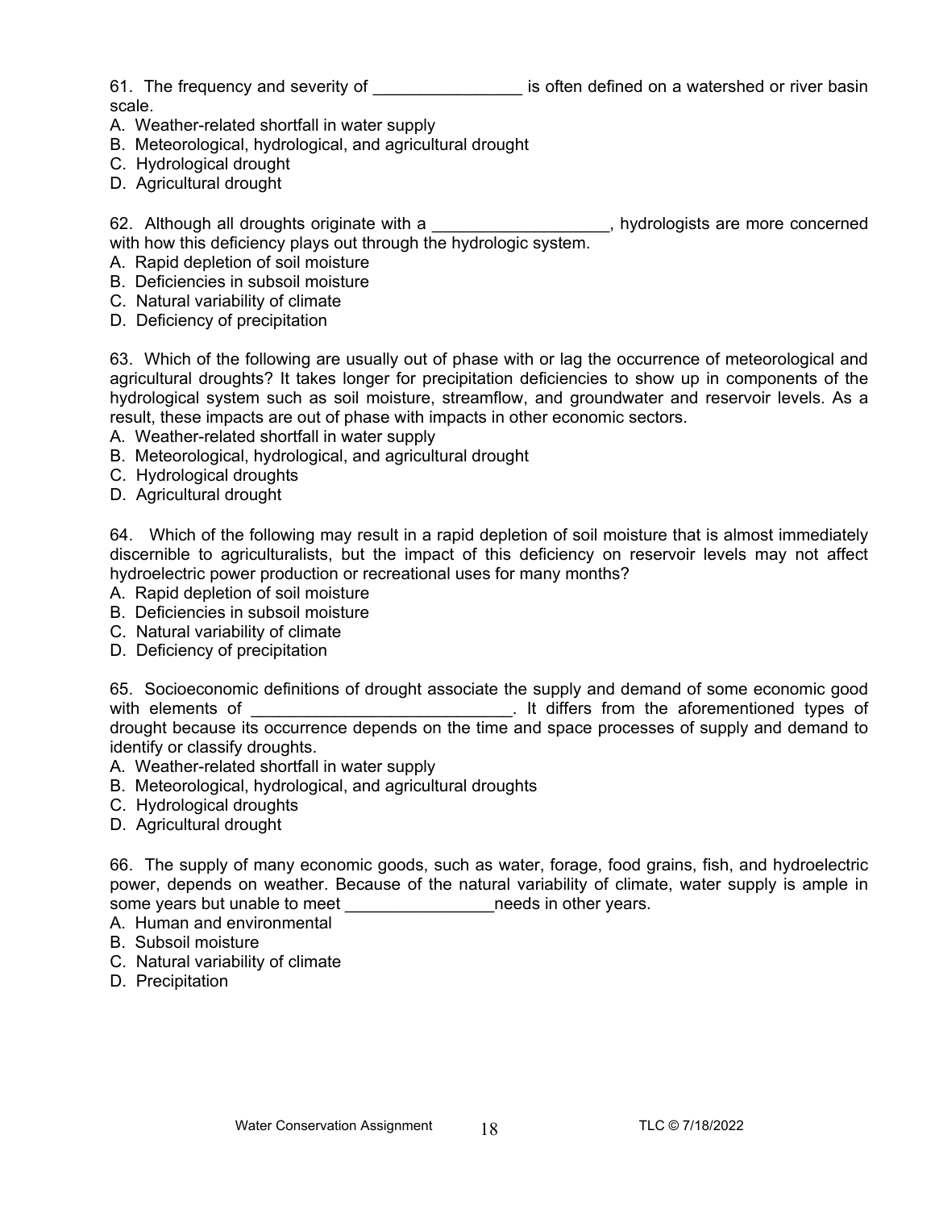61. The frequency and severity of ________________ is often defined on a watershed or river basin scale.

A. Weather-related shortfall in water supply
B. Meteorological, hydrological, and agricultural drought
C. Hydrological drought
D. Agricultural drought

62. Although all droughts originate with a ___________________, hydrologists are more concerned with how this deficiency plays out through the hydrologic system.

A. Rapid depletion of soil moisture
B. Deficiencies in subsoil moisture
C. Natural variability of climate
D. Deficiency of precipitation

63. Which of the following are usually out of phase with or lag the occurrence of meteorological and agricultural droughts? It takes longer for precipitation deficiencies to show up in components of the hydrological system such as soil moisture, streamflow, and groundwater and reservoir levels. As a result, these impacts are out of phase with impacts in other economic sectors.

A. Weather-related shortfall in water supply
B. Meteorological, hydrological, and agricultural drought
C. Hydrological droughts
D. Agricultural drought

64. Which of the following may result in a rapid depletion of soil moisture that is almost immediately discernible to agriculturalists, but the impact of this deficiency on reservoir levels may not affect hydroelectric power production or recreational uses for many months?

A. Rapid depletion of soil moisture
B. Deficiencies in subsoil moisture
C. Natural variability of climate
D. Deficiency of precipitation

65. Socioeconomic definitions of drought associate the supply and demand of some economic good with elements of ____________________________. It differs from the aforementioned types of drought because its occurrence depends on the time and space processes of supply and demand to identify or classify droughts.

A. Weather-related shortfall in water supply
B. Meteorological, hydrological, and agricultural droughts
C. Hydrological droughts
D. Agricultural drought

66. The supply of many economic goods, such as water, forage, food grains, fish, and hydroelectric power, depends on weather. Because of the natural variability of climate, water supply is ample in some years but unable to meet ________________needs in other years.

A. Human and environmental
B. Subsoil moisture
C. Natural variability of climate
D. Precipitation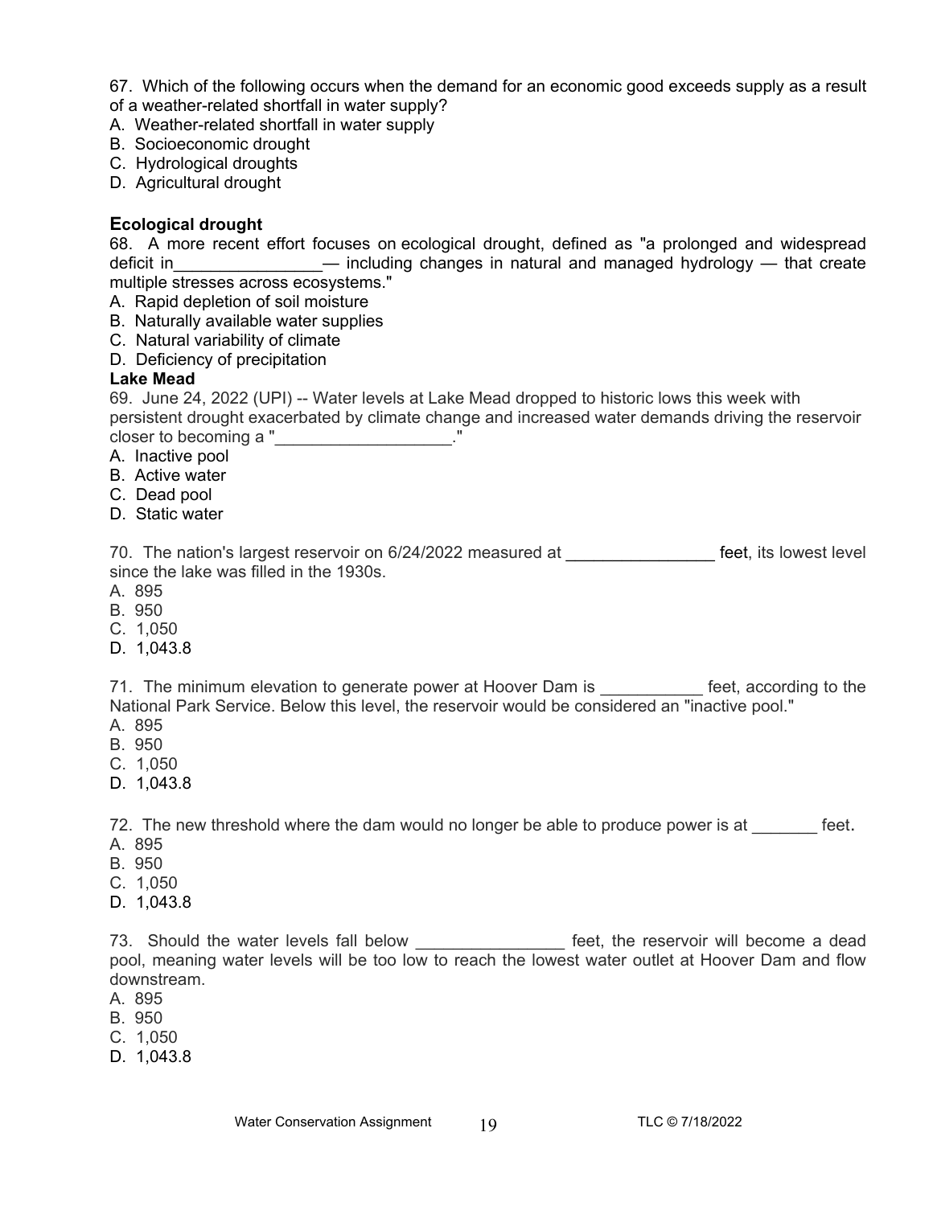67. Which of the following occurs when the demand for an economic good exceeds supply as a result of a weather-related shortfall in water supply?
A. Weather-related shortfall in water supply
B. Socioeconomic drought
C. Hydrological droughts
D. Agricultural drought

**Ecological drought**

68. A more recent effort focuses on ecological drought, defined as "a prolonged and widespread deficit in________________— including changes in natural and managed hydrology — that create multiple stresses across ecosystems."
A. Rapid depletion of soil moisture
B. Naturally available water supplies
C. Natural variability of climate
D. Deficiency of precipitation

**Lake Mead**

69. June 24, 2022 (UPI) -- Water levels at Lake Mead dropped to historic lows this week with persistent drought exacerbated by climate change and increased water demands driving the reservoir closer to becoming a "___________________."
A. Inactive pool
B. Active water
C. Dead pool
D. Static water

70. The nation's largest reservoir on 6/24/2022 measured at ________________ feet, its lowest level since the lake was filled in the 1930s.
A. 895
B. 950
C. 1,050
D. 1,043.8

71. The minimum elevation to generate power at Hoover Dam is ___________ feet, according to the National Park Service. Below this level, the reservoir would be considered an "inactive pool."
A. 895
B. 950
C. 1,050
D. 1,043.8

72. The new threshold where the dam would no longer be able to produce power is at _______ feet.
A. 895
B. 950
C. 1,050
D. 1,043.8

73. Should the water levels fall below ________________ feet, the reservoir will become a dead pool, meaning water levels will be too low to reach the lowest water outlet at Hoover Dam and flow downstream.
A. 895
B. 950
C. 1,050
D. 1,043.8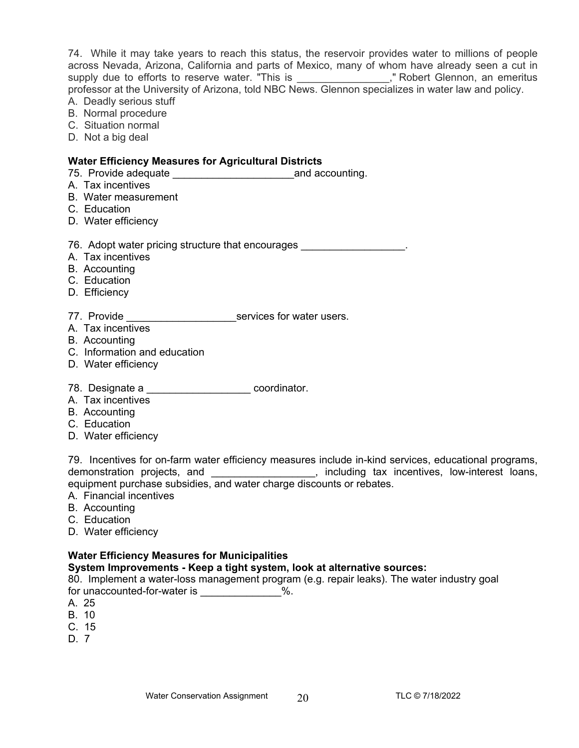74. While it may take years to reach this status, the reservoir provides water to millions of people across Nevada, Arizona, California and parts of Mexico, many of whom have already seen a cut in supply due to efforts to reserve water. "This is ________________," Robert Glennon, an emeritus professor at the University of Arizona, told NBC News. Glennon specializes in water law and policy.

A. Deadly serious stuff
B. Normal procedure
C. Situation normal
D. Not a big deal

**Water Efficiency Measures for Agricultural Districts**

75. Provide adequate _____________________and accounting.

A. Tax incentives
B. Water measurement
C. Education
D. Water efficiency

76. Adopt water pricing structure that encourages __________________.

A. Tax incentives
B. Accounting
C. Education
D. Efficiency

77. Provide ___________________services for water users.

A. Tax incentives
B. Accounting
C. Information and education
D. Water efficiency

78. Designate a __________________ coordinator.

A. Tax incentives
B. Accounting
C. Education
D. Water efficiency

79. Incentives for on-farm water efficiency measures include in-kind services, educational programs, demonstration projects, and __________________, including tax incentives, low-interest loans, equipment purchase subsidies, and water charge discounts or rebates.

A. Financial incentives
B. Accounting
C. Education
D. Water efficiency

**Water Efficiency Measures for Municipalities**

**System Improvements - Keep a tight system, look at alternative sources:**

80. Implement a water-loss management program (e.g. repair leaks). The water industry goal for unaccounted-for-water is ______________%.

A. 25
B. 10
C. 15
D. 7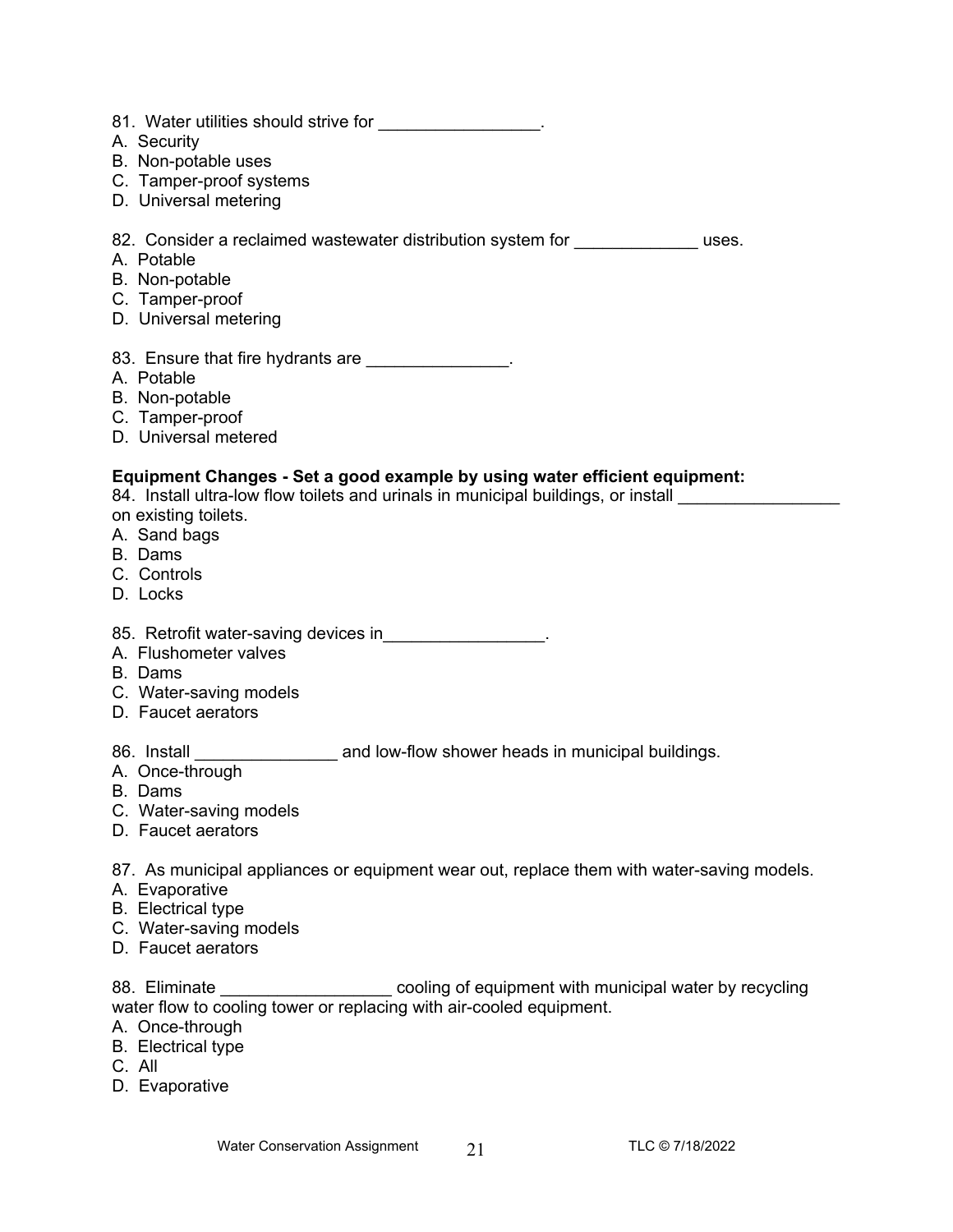81. Water utilities should strive for _________________.
A. Security
B. Non-potable uses
C. Tamper-proof systems
D. Universal metering

82. Consider a reclaimed wastewater distribution system for _____________ uses.
A. Potable
B. Non-potable
C. Tamper-proof
D. Universal metering

83. Ensure that fire hydrants are _______________.
A. Potable
B. Non-potable
C. Tamper-proof
D. Universal metered

**Equipment Changes - Set a good example by using water efficient equipment:**
84. Install ultra-low flow toilets and urinals in municipal buildings, or install _________________ on existing toilets.
A. Sand bags
B. Dams
C. Controls
D. Locks

85. Retrofit water-saving devices in_________________.
A. Flushometer valves
B. Dams
C. Water-saving models
D. Faucet aerators

86. Install _______________ and low-flow shower heads in municipal buildings.
A. Once-through
B. Dams
C. Water-saving models
D. Faucet aerators

87. As municipal appliances or equipment wear out, replace them with water-saving models.
A. Evaporative
B. Electrical type
C. Water-saving models
D. Faucet aerators

88. Eliminate __________________ cooling of equipment with municipal water by recycling water flow to cooling tower or replacing with air-cooled equipment.
A. Once-through
B. Electrical type
C. All
D. Evaporative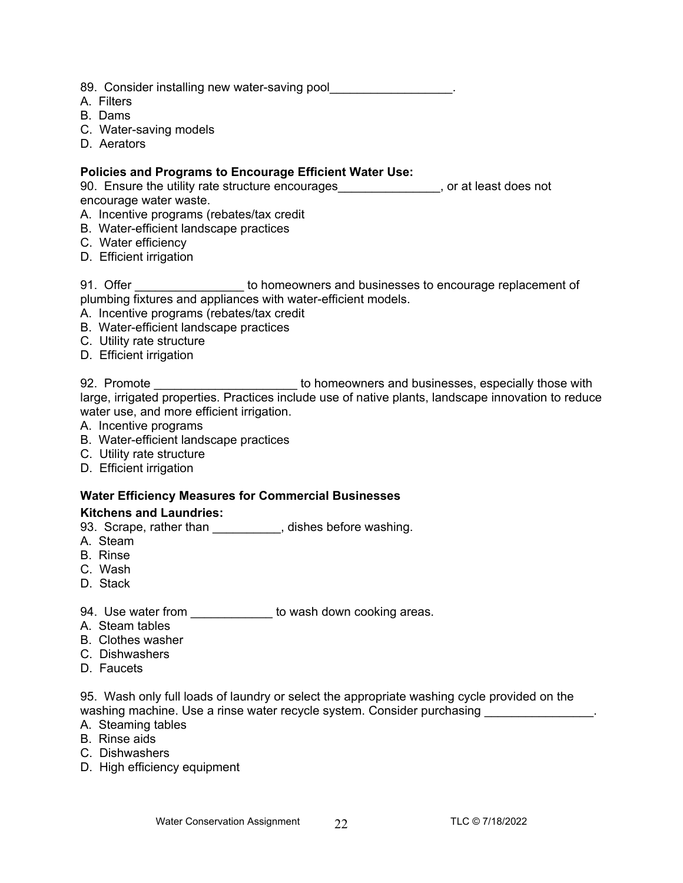89. Consider installing new water-saving pool__________________.

A. Filters
B. Dams
C. Water-saving models
D. Aerators

**Policies and Programs to Encourage Efficient Water Use:**

90. Ensure the utility rate structure encourages_______________, or at least does not encourage water waste.

A. Incentive programs (rebates/tax credit
B. Water-efficient landscape practices
C. Water efficiency
D. Efficient irrigation

91. Offer ________________ to homeowners and businesses to encourage replacement of plumbing fixtures and appliances with water-efficient models.

A. Incentive programs (rebates/tax credit
B. Water-efficient landscape practices
C. Utility rate structure
D. Efficient irrigation

92. Promote _____________________ to homeowners and businesses, especially those with large, irrigated properties. Practices include use of native plants, landscape innovation to reduce water use, and more efficient irrigation.

A. Incentive programs
B. Water-efficient landscape practices
C. Utility rate structure
D. Efficient irrigation

**Water Efficiency Measures for Commercial Businesses**

**Kitchens and Laundries:**

93. Scrape, rather than __________, dishes before washing.

A. Steam
B. Rinse
C. Wash
D. Stack

94. Use water from ____________ to wash down cooking areas.

A. Steam tables
B. Clothes washer
C. Dishwashers
D. Faucets

95. Wash only full loads of laundry or select the appropriate washing cycle provided on the washing machine. Use a rinse water recycle system. Consider purchasing ________________.

A. Steaming tables
B. Rinse aids
C. Dishwashers
D. High efficiency equipment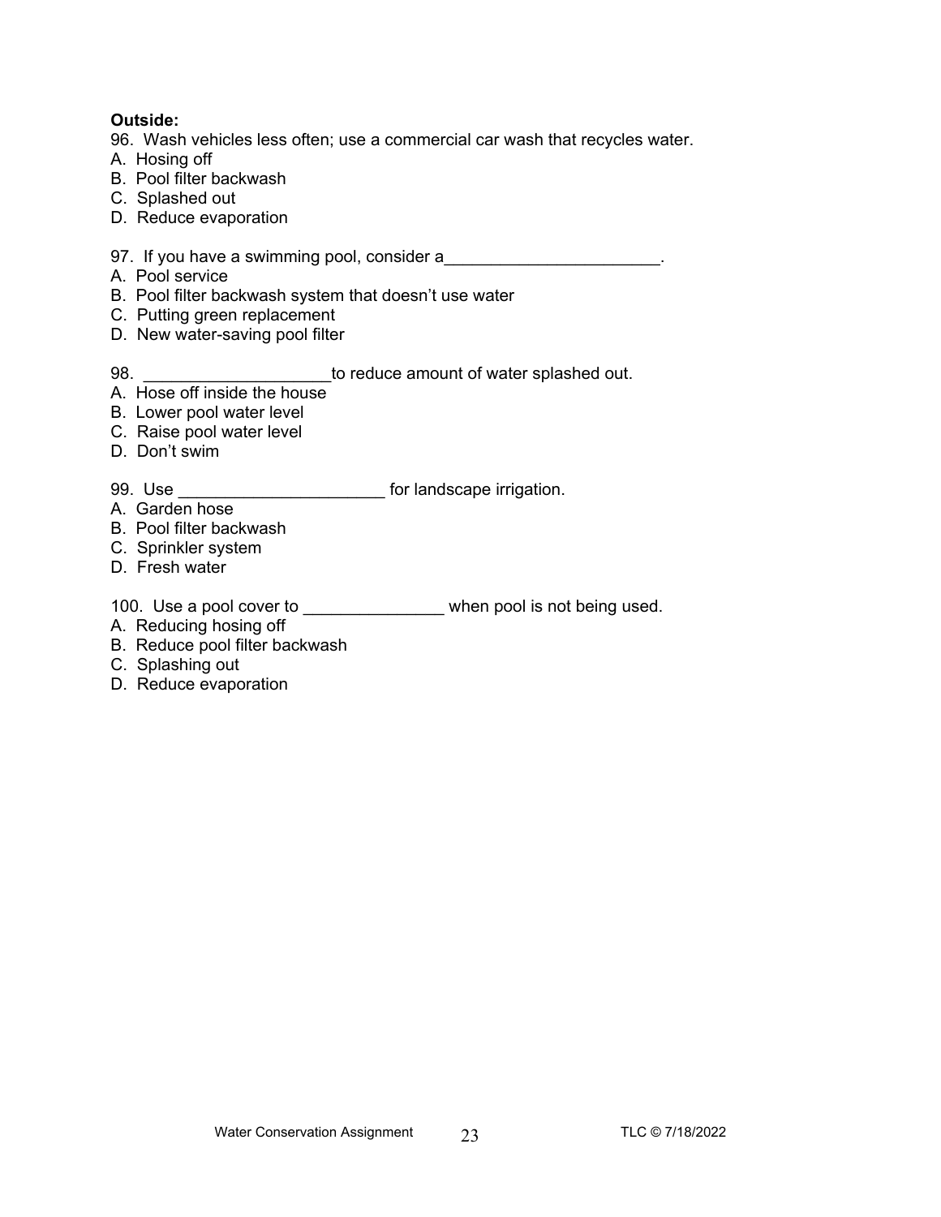**Outside:**

96. Wash vehicles less often; use a commercial car wash that recycles water.
A. Hosing off
B. Pool filter backwash
C. Splashed out
D. Reduce evaporation

97. If you have a swimming pool, consider a_______________________.
A. Pool service
B. Pool filter backwash system that doesn't use water
C. Putting green replacement
D. New water-saving pool filter

98. ____________________to reduce amount of water splashed out.
A. Hose off inside the house
B. Lower pool water level
C. Raise pool water level
D. Don't swim

99. Use ______________________ for landscape irrigation.
A. Garden hose
B. Pool filter backwash
C. Sprinkler system
D. Fresh water

100. Use a pool cover to _______________ when pool is not being used.
A. Reducing hosing off
B. Reduce pool filter backwash
C. Splashing out
D. Reduce evaporation